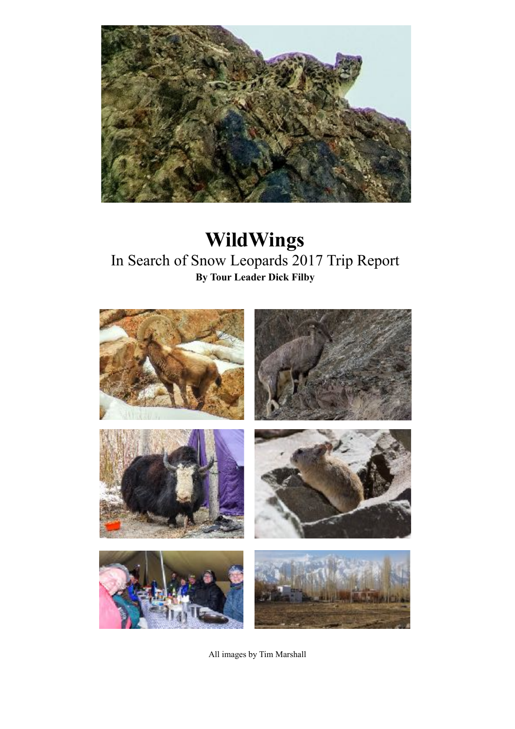# WildWings

## In Search of Snow Leopards 2017 Trip Report

**By Tour Leader Dick Filby**

All images by Tim Marshall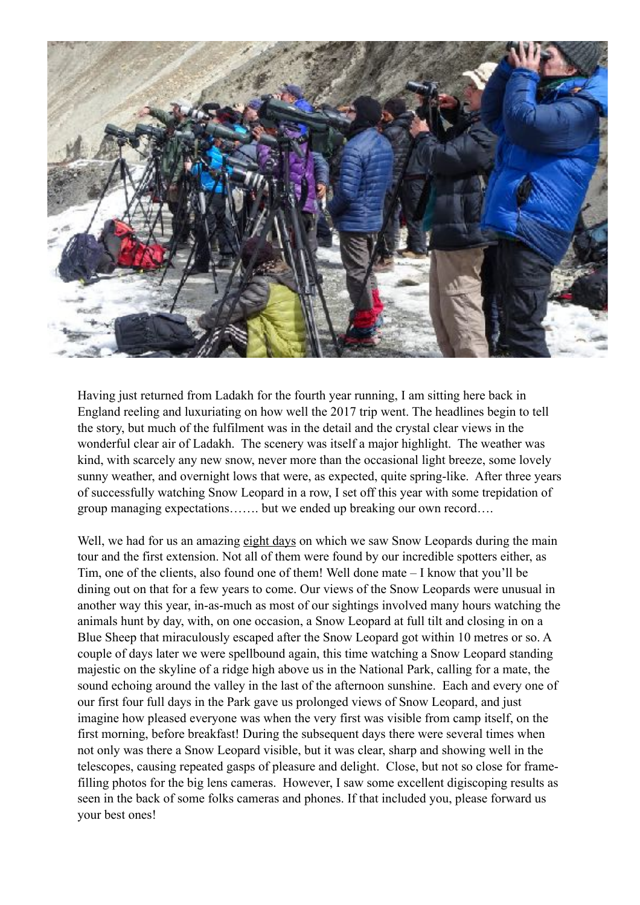Having just returned from Ladakh for the fourth year running, I am sitting here back in England reeling and luxuriating on how well the 2017 trip went. The headlines begin to tell the story, but much of the fulfilment was in the detail and the crystal clear views in the wonderful clear air of Ladakh. The scenery was itself a major highlight. The weather was kind, with scarcely any new snow, never more than the occasional light breeze, some lovely sunny weather, and overnight lows that were, as expected, quite spring-like. After three years of successfully watching Snow Leopard in a row, I set off this year with some trepidation of group managing expectations……. but we ended up breaking our own record….

Well, we had for us an amazing eight days on which we saw Snow Leopards during the main tour and the first extension. Not all of them were found by our incredible spotters either, as Tim, one of the clients, also found one of them! Well done mate – I know that you'll be dining out on that for a few years to come. Our views of the Snow Leopards were unusual in another way this year, in-as-much as most of our sightings involved many hours watching the animals hunt by day, with, on one occasion, a Snow Leopard at full tilt and closing in on a Blue Sheep that miraculously escaped after the Snow Leopard got within 10 metres or so. A couple of days later we were spellbound again, this time watching a Snow Leopard standing majestic on the skyline of a ridge high above us in the National Park, calling for a mate, the sound echoing around the valley in the last of the afternoon sunshine. Each and every one of our first four full days in the Park gave us prolonged views of Snow Leopard, and just imagine how pleased everyone was when the very first was visible from camp itself, on the first morning, before breakfast! During the subsequent days there were several times when not only was there a Snow Leopard visible, but it was clear, sharp and showing well in the telescopes, causing repeated gasps of pleasure and delight. Close, but not so close for frame-filling photos for the big lens cameras. However, I saw some excellent digiscoping results as seen in the back of some folks cameras and phones. If that included you, please forward us your best ones!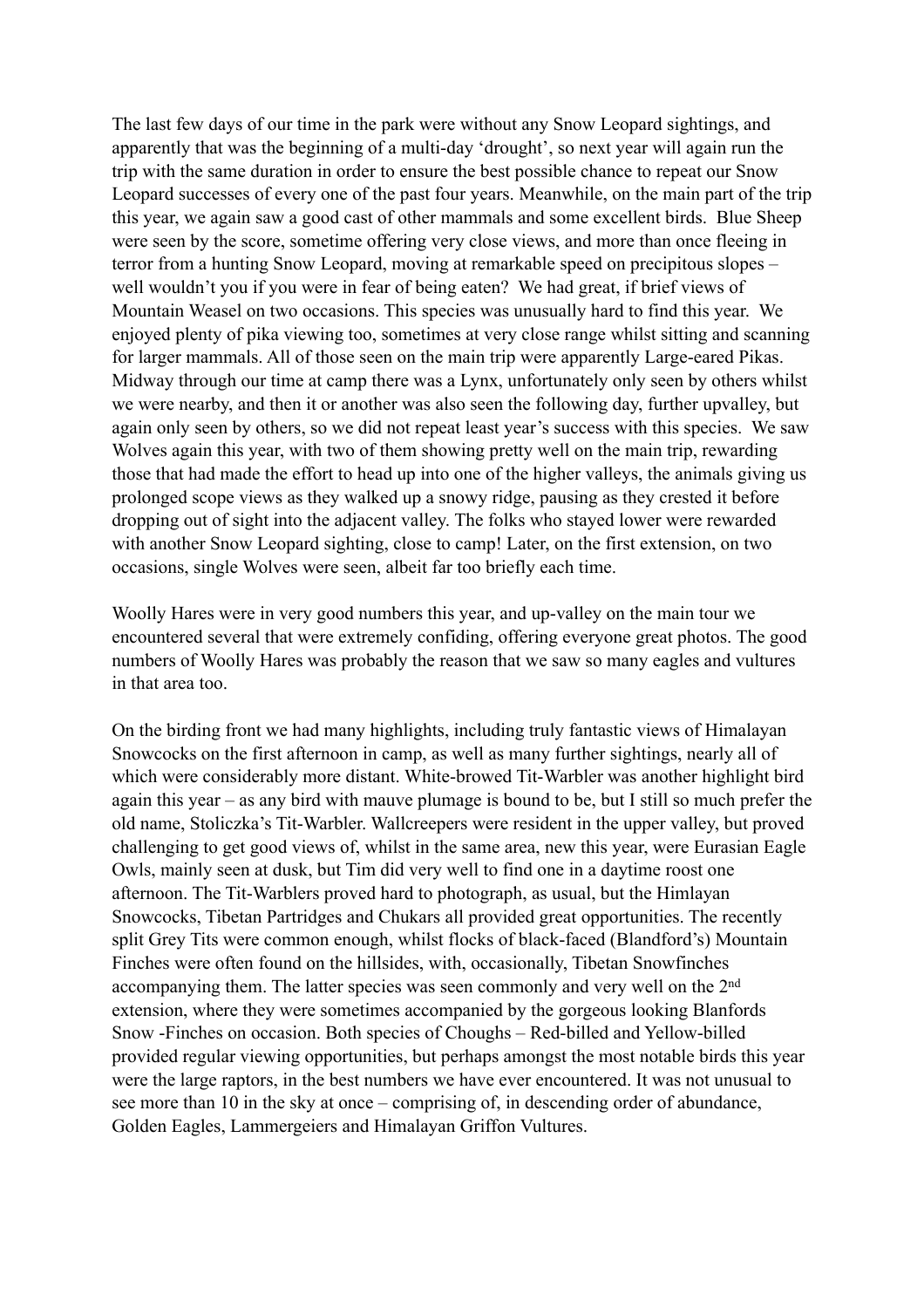The last few days of our time in the park were without any Snow Leopard sightings, and apparently that was the beginning of a multi-day 'drought', so next year will again run the trip with the same duration in order to ensure the best possible chance to repeat our Snow Leopard successes of every one of the past four years. Meanwhile, on the main part of the trip this year, we again saw a good cast of other mammals and some excellent birds. Blue Sheep were seen by the score, sometime offering very close views, and more than once fleeing in terror from a hunting Snow Leopard, moving at remarkable speed on precipitous slopes – well wouldn't you if you were in fear of being eaten? We had great, if brief views of Mountain Weasel on two occasions. This species was unusually hard to find this year. We enjoyed plenty of pika viewing too, sometimes at very close range whilst sitting and scanning for larger mammals. All of those seen on the main trip were apparently Large-eared Pikas. Midway through our time at camp there was a Lynx, unfortunately only seen by others whilst we were nearby, and then it or another was also seen the following day, further upvalley, but again only seen by others, so we did not repeat least year's success with this species. We saw Wolves again this year, with two of them showing pretty well on the main trip, rewarding those that had made the effort to head up into one of the higher valleys, the animals giving us prolonged scope views as they walked up a snowy ridge, pausing as they crested it before dropping out of sight into the adjacent valley. The folks who stayed lower were rewarded with another Snow Leopard sighting, close to camp! Later, on the first extension, on two occasions, single Wolves were seen, albeit far too briefly each time.

Woolly Hares were in very good numbers this year, and up-valley on the main tour we encountered several that were extremely confiding, offering everyone great photos. The good numbers of Woolly Hares was probably the reason that we saw so many eagles and vultures in that area too.

On the birding front we had many highlights, including truly fantastic views of Himalayan Snowcocks on the first afternoon in camp, as well as many further sightings, nearly all of which were considerably more distant. White-browed Tit-Warbler was another highlight bird again this year – as any bird with mauve plumage is bound to be, but I still so much prefer the old name, Stoliczka's Tit-Warbler. Wallcreepers were resident in the upper valley, but proved challenging to get good views of, whilst in the same area, new this year, were Eurasian Eagle Owls, mainly seen at dusk, but Tim did very well to find one in a daytime roost one afternoon. The Tit-Warblers proved hard to photograph, as usual, but the Himlayan Snowcocks, Tibetan Partridges and Chukars all provided great opportunities. The recently split Grey Tits were common enough, whilst flocks of black-faced (Blandford's) Mountain Finches were often found on the hillsides, with, occasionally, Tibetan Snowfinches accompanying them. The latter species was seen commonly and very well on the 2nd extension, where they were sometimes accompanied by the gorgeous looking Blanfords Snow -Finches on occasion. Both species of Choughs – Red-billed and Yellow-billed provided regular viewing opportunities, but perhaps amongst the most notable birds this year were the large raptors, in the best numbers we have ever encountered. It was not unusual to see more than 10 in the sky at once – comprising of, in descending order of abundance, Golden Eagles, Lammergeiers and Himalayan Griffon Vultures.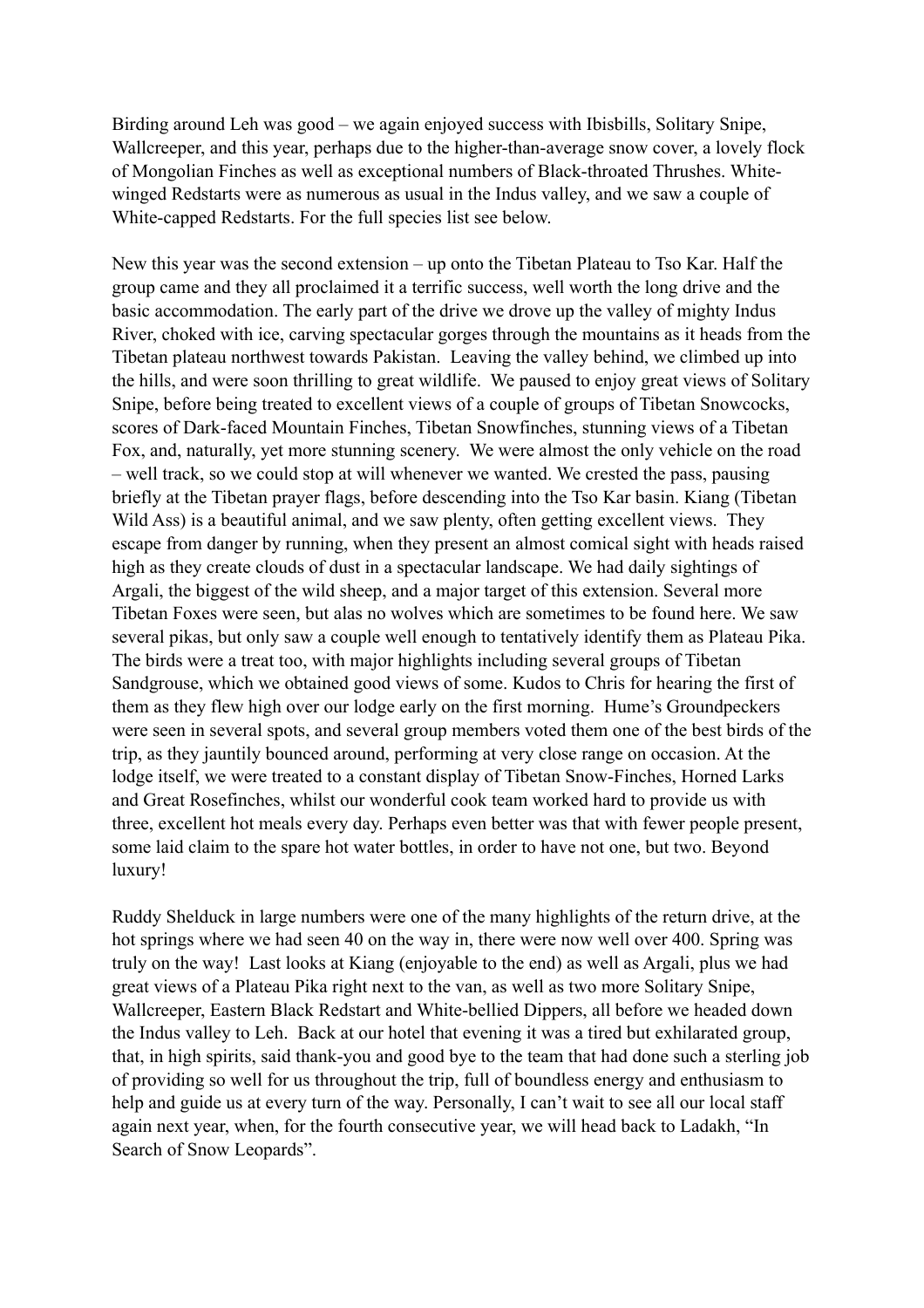Birding around Leh was good – we again enjoyed success with Ibisbills, Solitary Snipe, Wallcreeper, and this year, perhaps due to the higher-than-average snow cover, a lovely flock of Mongolian Finches as well as exceptional numbers of Black-throated Thrushes. White-winged Redstarts were as numerous as usual in the Indus valley, and we saw a couple of White-capped Redstarts. For the full species list see below.

New this year was the second extension – up onto the Tibetan Plateau to Tso Kar. Half the group came and they all proclaimed it a terrific success, well worth the long drive and the basic accommodation. The early part of the drive we drove up the valley of mighty Indus River, choked with ice, carving spectacular gorges through the mountains as it heads from the Tibetan plateau northwest towards Pakistan. Leaving the valley behind, we climbed up into the hills, and were soon thrilling to great wildlife. We paused to enjoy great views of Solitary Snipe, before being treated to excellent views of a couple of groups of Tibetan Snowcocks, scores of Dark-faced Mountain Finches, Tibetan Snowfinches, stunning views of a Tibetan Fox, and, naturally, yet more stunning scenery. We were almost the only vehicle on the road – well track, so we could stop at will whenever we wanted. We crested the pass, pausing briefly at the Tibetan prayer flags, before descending into the Tso Kar basin. Kiang (Tibetan Wild Ass) is a beautiful animal, and we saw plenty, often getting excellent views. They escape from danger by running, when they present an almost comical sight with heads raised high as they create clouds of dust in a spectacular landscape. We had daily sightings of Argali, the biggest of the wild sheep, and a major target of this extension. Several more Tibetan Foxes were seen, but alas no wolves which are sometimes to be found here. We saw several pikas, but only saw a couple well enough to tentatively identify them as Plateau Pika. The birds were a treat too, with major highlights including several groups of Tibetan Sandgrouse, which we obtained good views of some. Kudos to Chris for hearing the first of them as they flew high over our lodge early on the first morning. Hume's Groundpeckers were seen in several spots, and several group members voted them one of the best birds of the trip, as they jauntily bounced around, performing at very close range on occasion. At the lodge itself, we were treated to a constant display of Tibetan Snow-Finches, Horned Larks and Great Rosefinches, whilst our wonderful cook team worked hard to provide us with three, excellent hot meals every day. Perhaps even better was that with fewer people present, some laid claim to the spare hot water bottles, in order to have not one, but two. Beyond luxury!

Ruddy Shelduck in large numbers were one of the many highlights of the return drive, at the hot springs where we had seen 40 on the way in, there were now well over 400. Spring was truly on the way! Last looks at Kiang (enjoyable to the end) as well as Argali, plus we had great views of a Plateau Pika right next to the van, as well as two more Solitary Snipe, Wallcreeper, Eastern Black Redstart and White-bellied Dippers, all before we headed down the Indus valley to Leh. Back at our hotel that evening it was a tired but exhilarated group, that, in high spirits, said thank-you and good bye to the team that had done such a sterling job of providing so well for us throughout the trip, full of boundless energy and enthusiasm to help and guide us at every turn of the way. Personally, I can't wait to see all our local staff again next year, when, for the fourth consecutive year, we will head back to Ladakh, "In Search of Snow Leopards".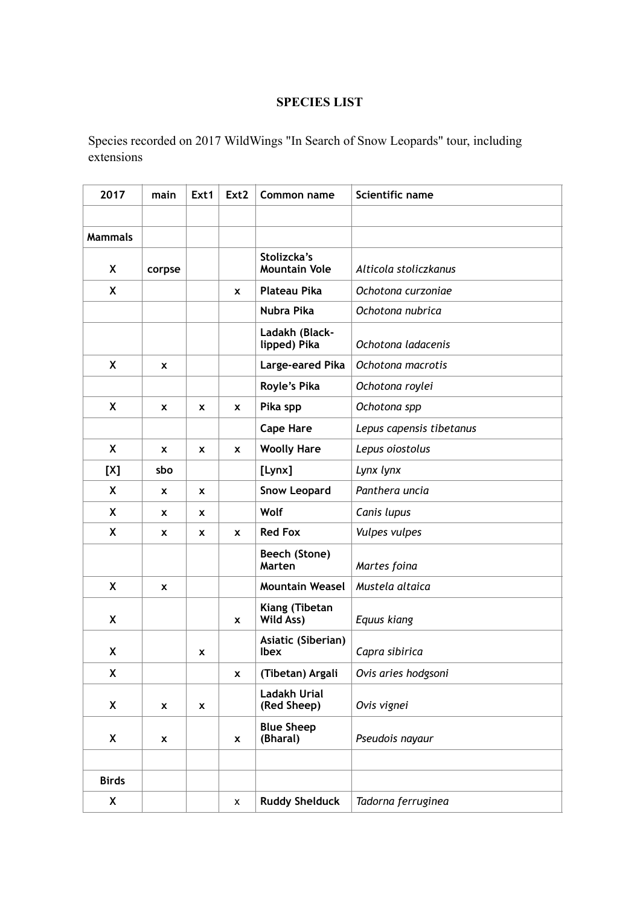**SPECIES LIST**

Species recorded on 2017 WildWings "In Search of Snow Leopards" tour, including extensions

| 2017 | main | Ext1 | Ext2 | Common name | Scientific name |
|---|---|---|---|---|---|
| | | | | | |
| **Mammals** | | | | | |
| **X** | **corpse** | | | **Stolizcka's Mountain Vole** | *Alticola stoliczkanus* |
| **X** | | | **x** | **Plateau Pika** | *Ochotona curzoniae* |
| | | | | **Nubra Pika** | *Ochotona nubrica* |
| | | | | **Ladakh (Black-lipped) Pika** | *Ochotona ladacenis* |
| **X** | **x** | | | **Large-eared Pika** | *Ochotona macrotis* |
| | | | | **Royle's Pika** | *Ochotona roylei* |
| **X** | **x** | **x** | **x** | **Pika spp** | *Ochotona spp* |
| | | | | **Cape Hare** | *Lepus capensis tibetanus* |
| **X** | **x** | **x** | **x** | **Woolly Hare** | *Lepus oiostolus* |
| **[X]** | **sbo** | | | **[Lynx]** | *Lynx lynx* |
| **X** | **x** | **x** | | **Snow Leopard** | *Panthera uncia* |
| **X** | **x** | **x** | | **Wolf** | *Canis lupus* |
| **X** | **x** | **x** | **x** | **Red Fox** | *Vulpes vulpes* |
| | | | | **Beech (Stone) Marten** | *Martes foina* |
| **X** | **x** | | | **Mountain Weasel** | *Mustela altaica* |
| **X** | | | **x** | **Kiang (Tibetan Wild Ass)** | *Equus kiang* |
| **X** | | **x** | | **Asiatic (Siberian) Ibex** | *Capra sibirica* |
| **X** | | | **x** | **(Tibetan) Argali** | *Ovis aries hodgsoni* |
| **X** | **x** | **x** | | **Ladakh Urial (Red Sheep)** | *Ovis vignei* |
| **X** | **x** | | **x** | **Blue Sheep (Bharal)** | *Pseudois nayaur* |
| | | | | | |
| **Birds** | | | | | |
| **X** | | | x | **Ruddy Shelduck** | *Tadorna ferruginea* |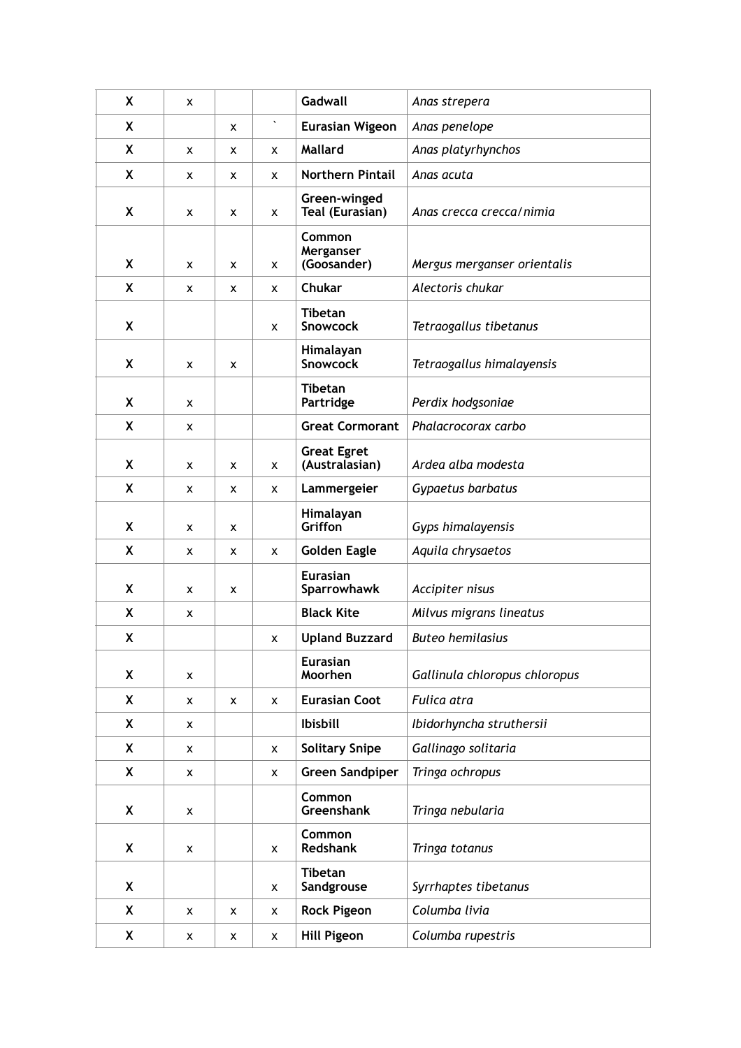| X | x | | | **Gadwall** | *Anas strepera* |
|---|---|---|---|---|---|
| X | | x | ` | **Eurasian Wigeon** | *Anas penelope* |
| X | x | x | x | **Mallard** | *Anas platyrhynchos* |
| X | x | x | x | **Northern Pintail** | *Anas acuta* |
| X | x | x | x | **Green-winged Teal (Eurasian)** | *Anas crecca crecca/nimia* |
| X | x | x | x | **Common Merganser (Goosander)** | *Mergus merganser orientalis* |
| X | x | x | x | **Chukar** | *Alectoris chukar* |
| X | | | x | **Tibetan Snowcock** | *Tetraogallus tibetanus* |
| X | x | x | | **Himalayan Snowcock** | *Tetraogallus himalayensis* |
| X | x | | | **Tibetan Partridge** | *Perdix hodgsoniae* |
| X | x | | | **Great Cormorant** | *Phalacrocorax carbo* |
| X | x | x | x | **Great Egret (Australasian)** | *Ardea alba modesta* |
| X | x | x | x | **Lammergeier** | *Gypaetus barbatus* |
| X | x | x | | **Himalayan Griffon** | *Gyps himalayensis* |
| X | x | x | x | **Golden Eagle** | *Aquila chrysaetos* |
| X | x | x | | **Eurasian Sparrowhawk** | *Accipiter nisus* |
| X | x | | | **Black Kite** | *Milvus migrans lineatus* |
| X | | | x | **Upland Buzzard** | *Buteo hemilasius* |
| X | x | | | **Eurasian Moorhen** | *Gallinula chloropus chloropus* |
| X | x | x | x | **Eurasian Coot** | *Fulica atra* |
| X | x | | | **Ibisbill** | *Ibidorhyncha struthersii* |
| X | x | | x | **Solitary Snipe** | *Gallinago solitaria* |
| X | x | | x | **Green Sandpiper** | *Tringa ochropus* |
| X | x | | | **Common Greenshank** | *Tringa nebularia* |
| X | x | | x | **Common Redshank** | *Tringa totanus* |
| X | | | x | **Tibetan Sandgrouse** | *Syrrhaptes tibetanus* |
| X | x | x | x | **Rock Pigeon** | *Columba livia* |
| X | x | x | x | **Hill Pigeon** | *Columba rupestris* |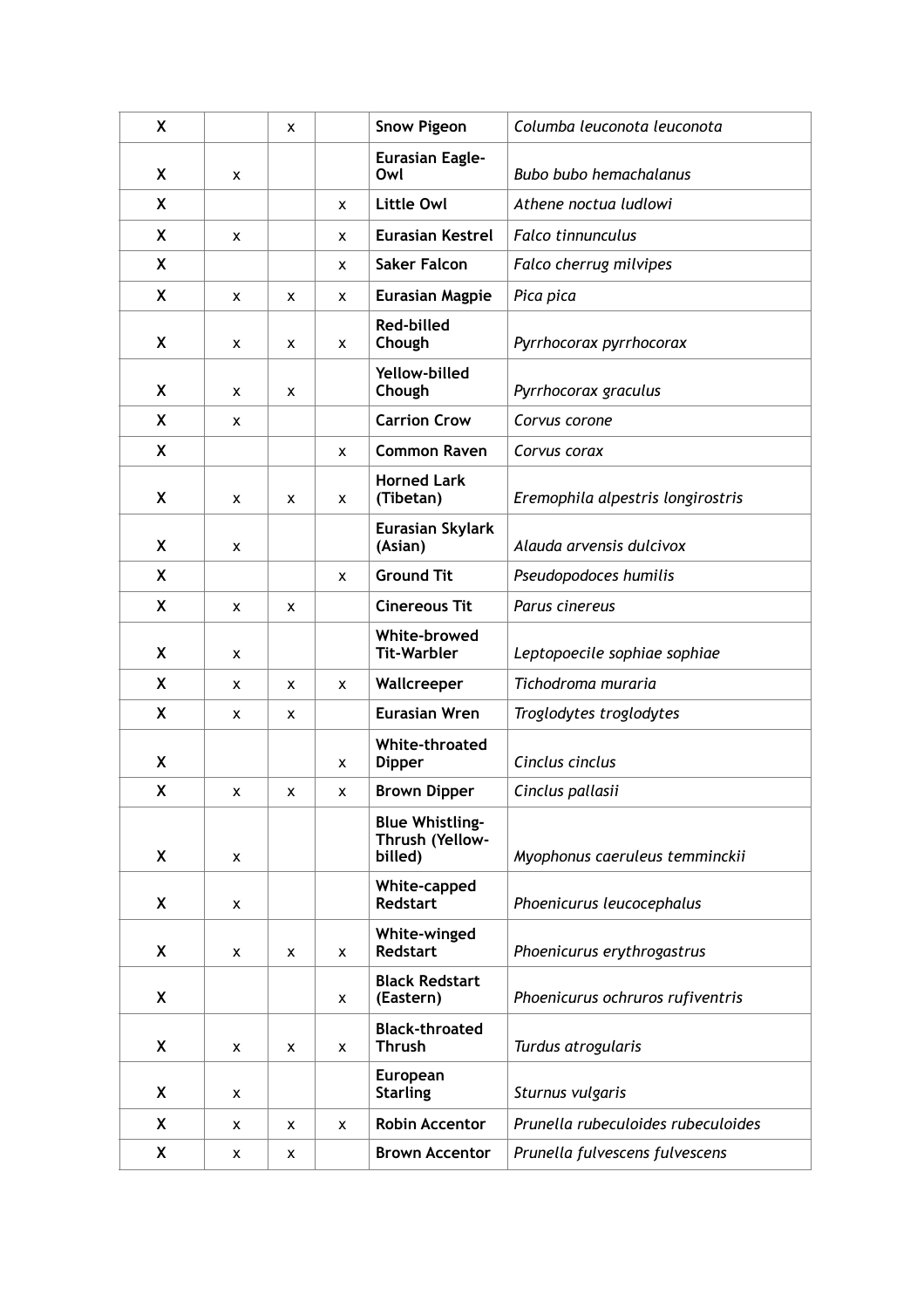| X | | x | | **Snow Pigeon** | *Columba leuconota leuconota* |
|---|---|---|---|---|---|
| X | x | | | **Eurasian Eagle-Owl** | *Bubo bubo hemachalanus* |
| X | | | x | **Little Owl** | *Athene noctua ludlowi* |
| X | x | | x | **Eurasian Kestrel** | *Falco tinnunculus* |
| X | | | x | **Saker Falcon** | *Falco cherrug milvipes* |
| X | x | x | x | **Eurasian Magpie** | *Pica pica* |
| X | x | x | x | **Red-billed Chough** | *Pyrrhocorax pyrrhocorax* |
| X | x | x | | **Yellow-billed Chough** | *Pyrrhocorax graculus* |
| X | x | | | **Carrion Crow** | *Corvus corone* |
| X | | | x | **Common Raven** | *Corvus corax* |
| X | x | x | x | **Horned Lark (Tibetan)** | *Eremophila alpestris longirostris* |
| X | x | | | **Eurasian Skylark (Asian)** | *Alauda arvensis dulcivox* |
| X | | | x | **Ground Tit** | *Pseudopodoces humilis* |
| X | x | x | | **Cinereous Tit** | *Parus cinereus* |
| X | x | | | **White-browed Tit-Warbler** | *Leptopoecile sophiae sophiae* |
| X | x | x | x | **Wallcreeper** | *Tichodroma muraria* |
| X | x | x | | **Eurasian Wren** | *Troglodytes troglodytes* |
| X | | | x | **White-throated Dipper** | *Cinclus cinclus* |
| X | x | x | x | **Brown Dipper** | *Cinclus pallasii* |
| X | x | | | **Blue Whistling-Thrush (Yellow-billed)** | *Myophonus caeruleus temminckii* |
| X | x | | | **White-capped Redstart** | *Phoenicurus leucocephalus* |
| X | x | x | x | **White-winged Redstart** | *Phoenicurus erythrogastrus* |
| X | | | x | **Black Redstart (Eastern)** | *Phoenicurus ochruros rufiventris* |
| X | x | x | x | **Black-throated Thrush** | *Turdus atrogularis* |
| X | x | | | **European Starling** | *Sturnus vulgaris* |
| X | x | x | x | **Robin Accentor** | *Prunella rubeculoides rubeculoides* |
| X | x | x | | **Brown Accentor** | *Prunella fulvescens fulvescens* |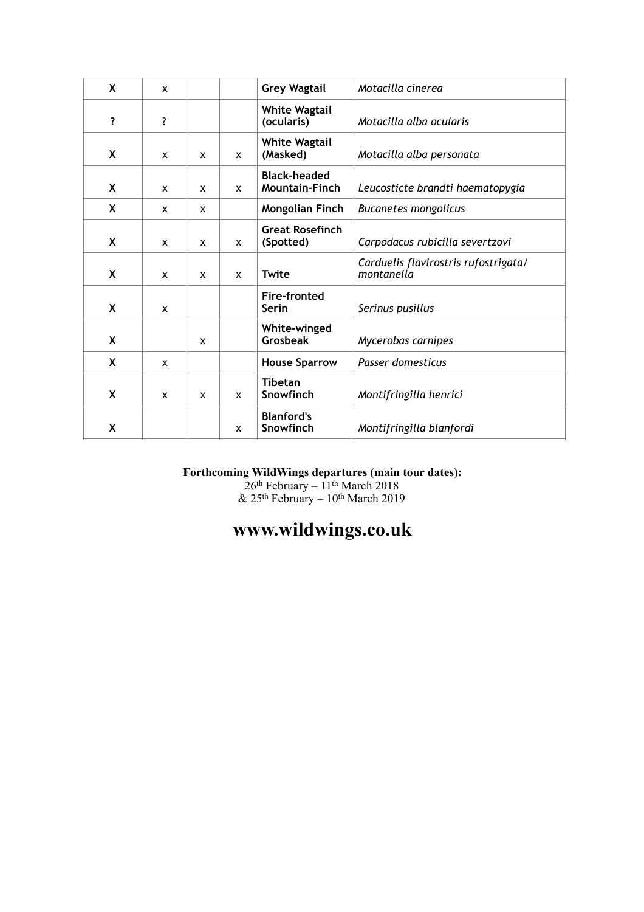| | | | | | |
|---|---|---|---|---|---|
| X | x | | | **Grey Wagtail** | *Motacilla cinerea* |
| ? | ? | | | **White Wagtail (ocularis)** | *Motacilla alba ocularis* |
| X | x | x | x | **White Wagtail (Masked)** | *Motacilla alba personata* |
| X | x | x | x | **Black-headed Mountain-Finch** | *Leucosticte brandti haematopygia* |
| X | x | x | | **Mongolian Finch** | *Bucanetes mongolicus* |
| X | x | x | x | **Great Rosefinch (Spotted)** | *Carpodacus rubicilla severtzovi* |
| X | x | x | x | **Twite** | *Carduelis flavirostris rufostrigata/ montanella* |
| X | x | | | **Fire-fronted Serin** | *Serinus pusillus* |
| X | | x | | **White-winged Grosbeak** | *Mycerobas carnipes* |
| X | x | | | **House Sparrow** | *Passer domesticus* |
| X | x | x | x | **Tibetan Snowfinch** | *Montifringilla henrici* |
| X | | | x | **Blanford's Snowfinch** | *Montifringilla blanfordi* |

**Forthcoming WildWings departures (main tour dates):**
26th February – 11th March 2018
& 25th February – 10th March 2019

# www.wildwings.co.uk